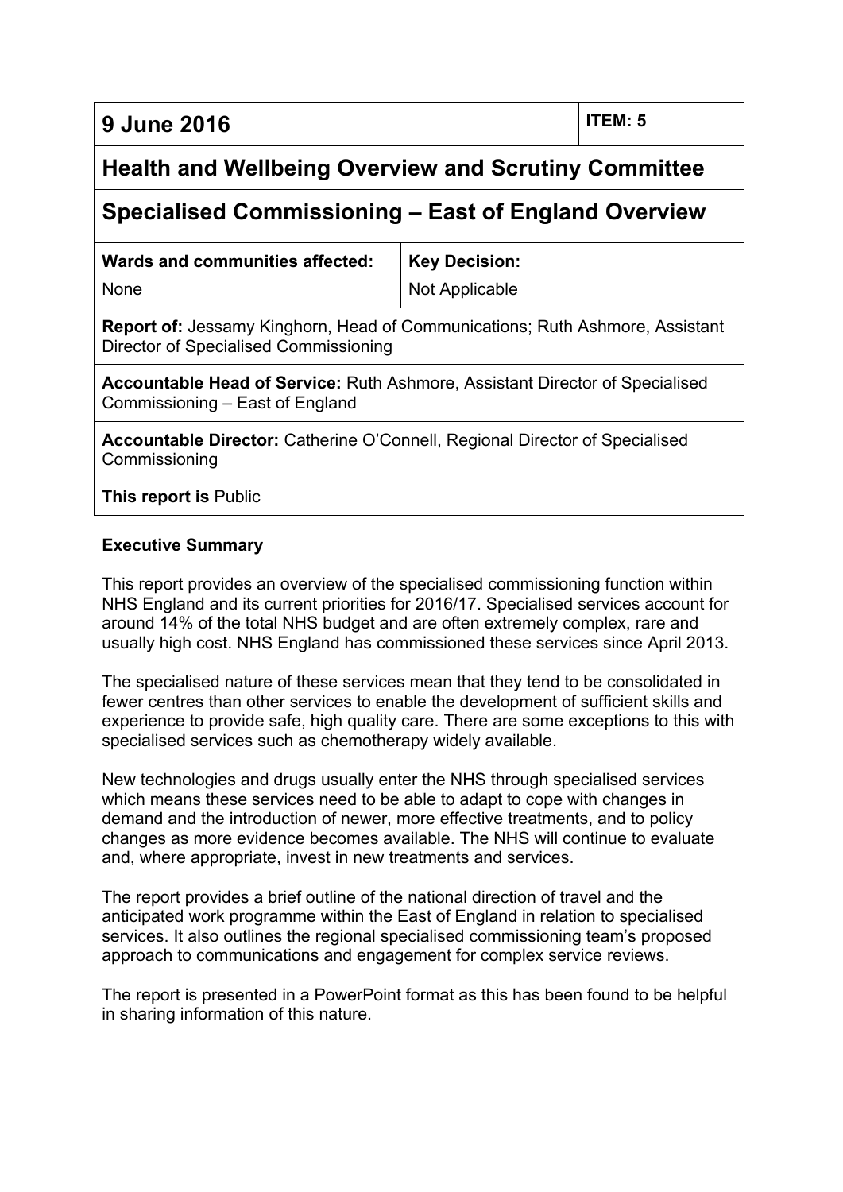| 9 June 2016 | | ITEM: 5 |
|---|---|---|
| **Health and Wellbeing Overview and Scrutiny Committee** | | |
| **Specialised Commissioning – East of England Overview** | | |
| **Wards and communities affected:** None | **Key Decision:** Not Applicable | |
| **Report of:** Jessamy Kinghorn, Head of Communications; Ruth Ashmore, Assistant Director of Specialised Commissioning | | |
| **Accountable Head of Service:** Ruth Ashmore, Assistant Director of Specialised Commissioning – East of England | | |
| **Accountable Director:** Catherine O'Connell, Regional Director of Specialised Commissioning | | |
| **This report is** Public | | |

**Executive Summary**

This report provides an overview of the specialised commissioning function within NHS England and its current priorities for 2016/17. Specialised services account for around 14% of the total NHS budget and are often extremely complex, rare and usually high cost. NHS England has commissioned these services since April 2013.

The specialised nature of these services mean that they tend to be consolidated in fewer centres than other services to enable the development of sufficient skills and experience to provide safe, high quality care. There are some exceptions to this with specialised services such as chemotherapy widely available.

New technologies and drugs usually enter the NHS through specialised services which means these services need to be able to adapt to cope with changes in demand and the introduction of newer, more effective treatments, and to policy changes as more evidence becomes available. The NHS will continue to evaluate and, where appropriate, invest in new treatments and services.

The report provides a brief outline of the national direction of travel and the anticipated work programme within the East of England in relation to specialised services. It also outlines the regional specialised commissioning team's proposed approach to communications and engagement for complex service reviews.

The report is presented in a PowerPoint format as this has been found to be helpful in sharing information of this nature.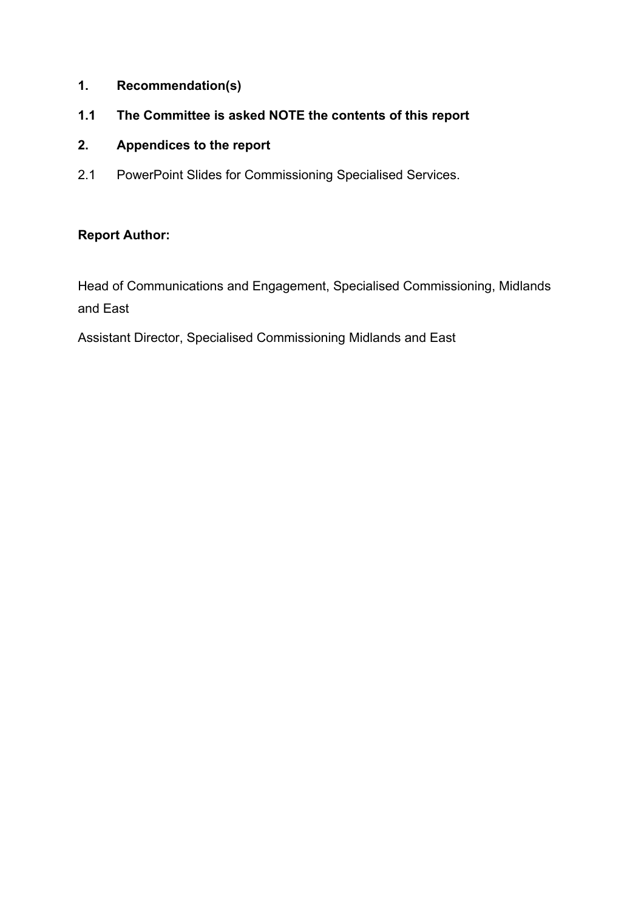**1. Recommendation(s)**

**1.1 The Committee is asked NOTE the contents of this report**

**2. Appendices to the report**

2.1 PowerPoint Slides for Commissioning Specialised Services.

**Report Author:**

Head of Communications and Engagement, Specialised Commissioning, Midlands and East

Assistant Director, Specialised Commissioning Midlands and East